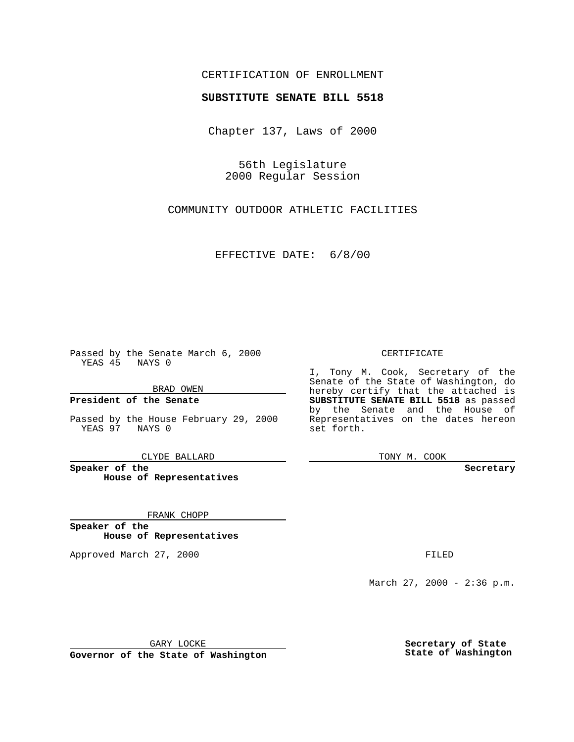CERTIFICATION OF ENROLLMENT

**SUBSTITUTE SENATE BILL 5518**

Chapter 137, Laws of 2000

56th Legislature
2000 Regular Session

COMMUNITY OUTDOOR ATHLETIC FACILITIES

EFFECTIVE DATE: 6/8/00

Passed by the Senate March 6, 2000
YEAS 45 NAYS 0

BRAD OWEN

**President of the Senate**

Passed by the House February 29, 2000
YEAS 97 NAYS 0

CLYDE BALLARD

**Speaker of the House of Representatives**

FRANK CHOPP

**Speaker of the House of Representatives**

Approved March 27, 2000

GARY LOCKE

**Governor of the State of Washington**

CERTIFICATE

I, Tony M. Cook, Secretary of the Senate of the State of Washington, do hereby certify that the attached is **SUBSTITUTE SENATE BILL 5518** as passed by the Senate and the House of Representatives on the dates hereon set forth.

TONY M. COOK

**Secretary**

FILED

March 27, 2000 - 2:36 p.m.

**Secretary of State State of Washington**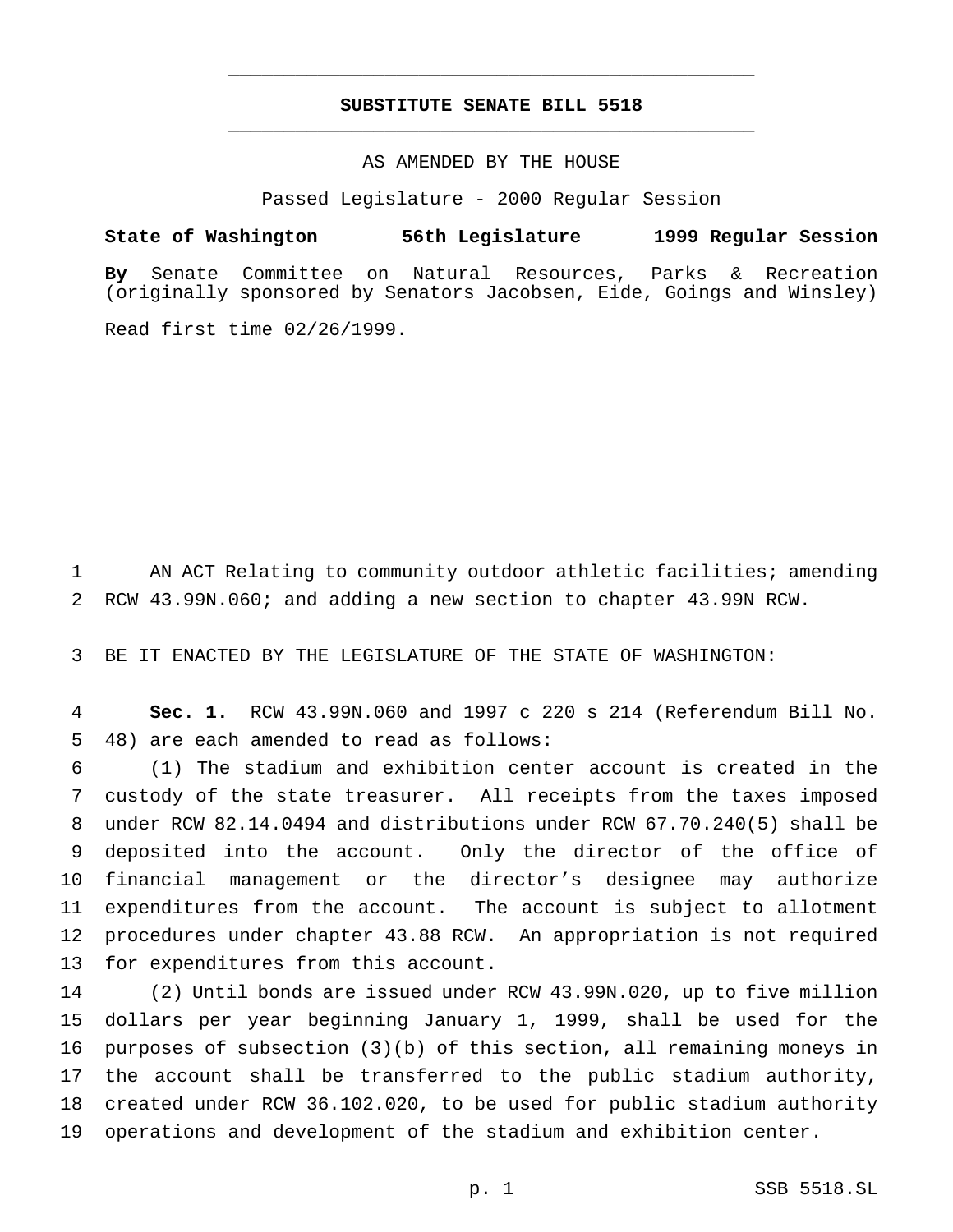# SUBSTITUTE SENATE BILL 5518

AS AMENDED BY THE HOUSE

Passed Legislature - 2000 Regular Session

**State of Washington 56th Legislature 1999 Regular Session**

**By** Senate Committee on Natural Resources, Parks & Recreation (originally sponsored by Senators Jacobsen, Eide, Goings and Winsley)

Read first time 02/26/1999.

AN ACT Relating to community outdoor athletic facilities; amending RCW 43.99N.060; and adding a new section to chapter 43.99N RCW.

BE IT ENACTED BY THE LEGISLATURE OF THE STATE OF WASHINGTON:

**Sec. 1.** RCW 43.99N.060 and 1997 c 220 s 214 (Referendum Bill No. 48) are each amended to read as follows:

(1) The stadium and exhibition center account is created in the custody of the state treasurer. All receipts from the taxes imposed under RCW 82.14.0494 and distributions under RCW 67.70.240(5) shall be deposited into the account. Only the director of the office of financial management or the director's designee may authorize expenditures from the account. The account is subject to allotment procedures under chapter 43.88 RCW. An appropriation is not required for expenditures from this account.

(2) Until bonds are issued under RCW 43.99N.020, up to five million dollars per year beginning January 1, 1999, shall be used for the purposes of subsection (3)(b) of this section, all remaining moneys in the account shall be transferred to the public stadium authority, created under RCW 36.102.020, to be used for public stadium authority operations and development of the stadium and exhibition center.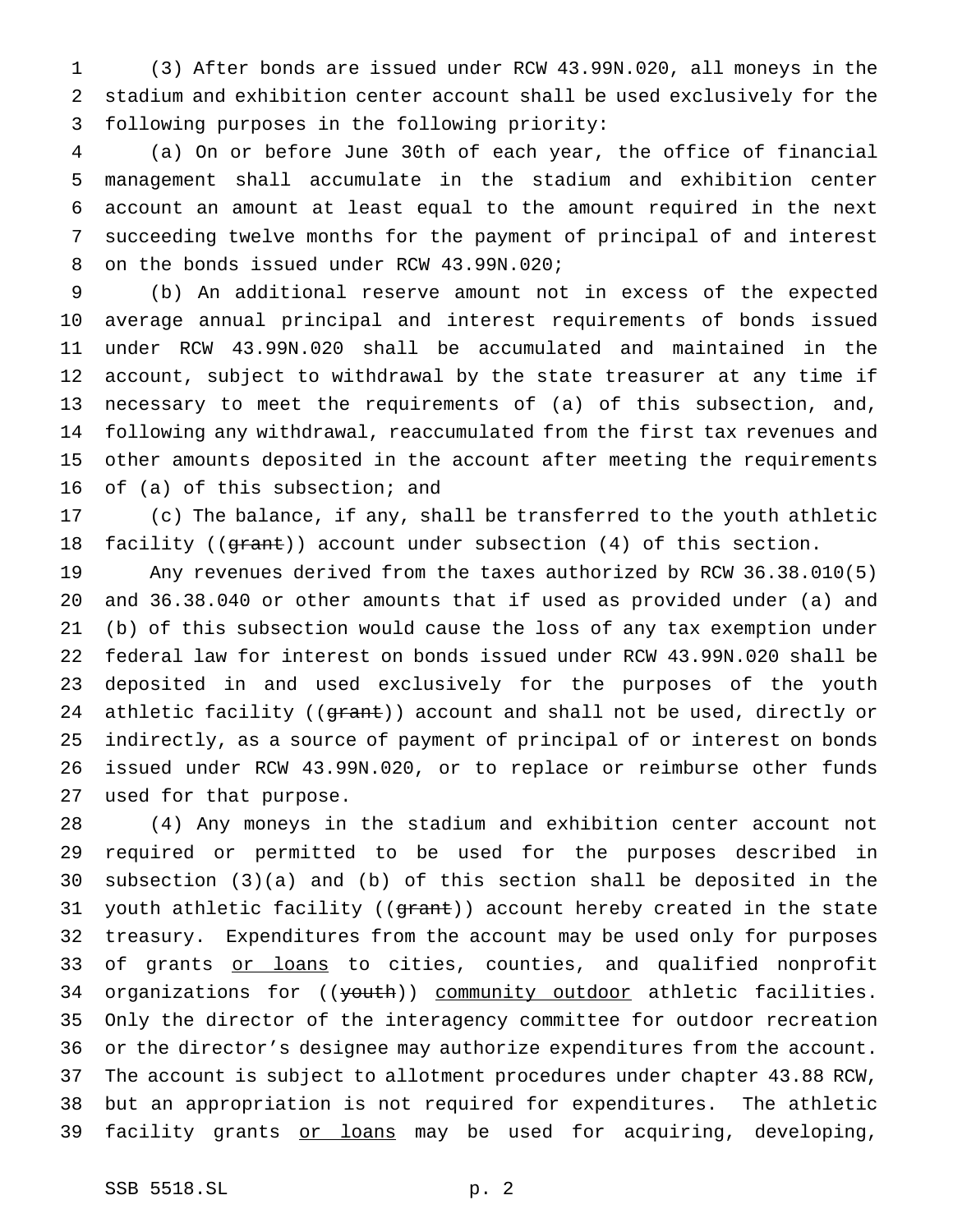(3) After bonds are issued under RCW 43.99N.020, all moneys in the stadium and exhibition center account shall be used exclusively for the following purposes in the following priority:

(a) On or before June 30th of each year, the office of financial management shall accumulate in the stadium and exhibition center account an amount at least equal to the amount required in the next succeeding twelve months for the payment of principal of and interest on the bonds issued under RCW 43.99N.020;

(b) An additional reserve amount not in excess of the expected average annual principal and interest requirements of bonds issued under RCW 43.99N.020 shall be accumulated and maintained in the account, subject to withdrawal by the state treasurer at any time if necessary to meet the requirements of (a) of this subsection, and, following any withdrawal, reaccumulated from the first tax revenues and other amounts deposited in the account after meeting the requirements of (a) of this subsection; and

(c) The balance, if any, shall be transferred to the youth athletic facility ((~~grant~~)) account under subsection (4) of this section.

Any revenues derived from the taxes authorized by RCW 36.38.010(5) and 36.38.040 or other amounts that if used as provided under (a) and (b) of this subsection would cause the loss of any tax exemption under federal law for interest on bonds issued under RCW 43.99N.020 shall be deposited in and used exclusively for the purposes of the youth athletic facility ((~~grant~~)) account and shall not be used, directly or indirectly, as a source of payment of principal of or interest on bonds issued under RCW 43.99N.020, or to replace or reimburse other funds used for that purpose.

(4) Any moneys in the stadium and exhibition center account not required or permitted to be used for the purposes described in subsection (3)(a) and (b) of this section shall be deposited in the youth athletic facility ((~~grant~~)) account hereby created in the state treasury. Expenditures from the account may be used only for purposes of grants <u>or loans</u> to cities, counties, and qualified nonprofit organizations for ((~~youth~~)) <u>community outdoor</u> athletic facilities. Only the director of the interagency committee for outdoor recreation or the director's designee may authorize expenditures from the account. The account is subject to allotment procedures under chapter 43.88 RCW, but an appropriation is not required for expenditures. The athletic facility grants <u>or loans</u> may be used for acquiring, developing,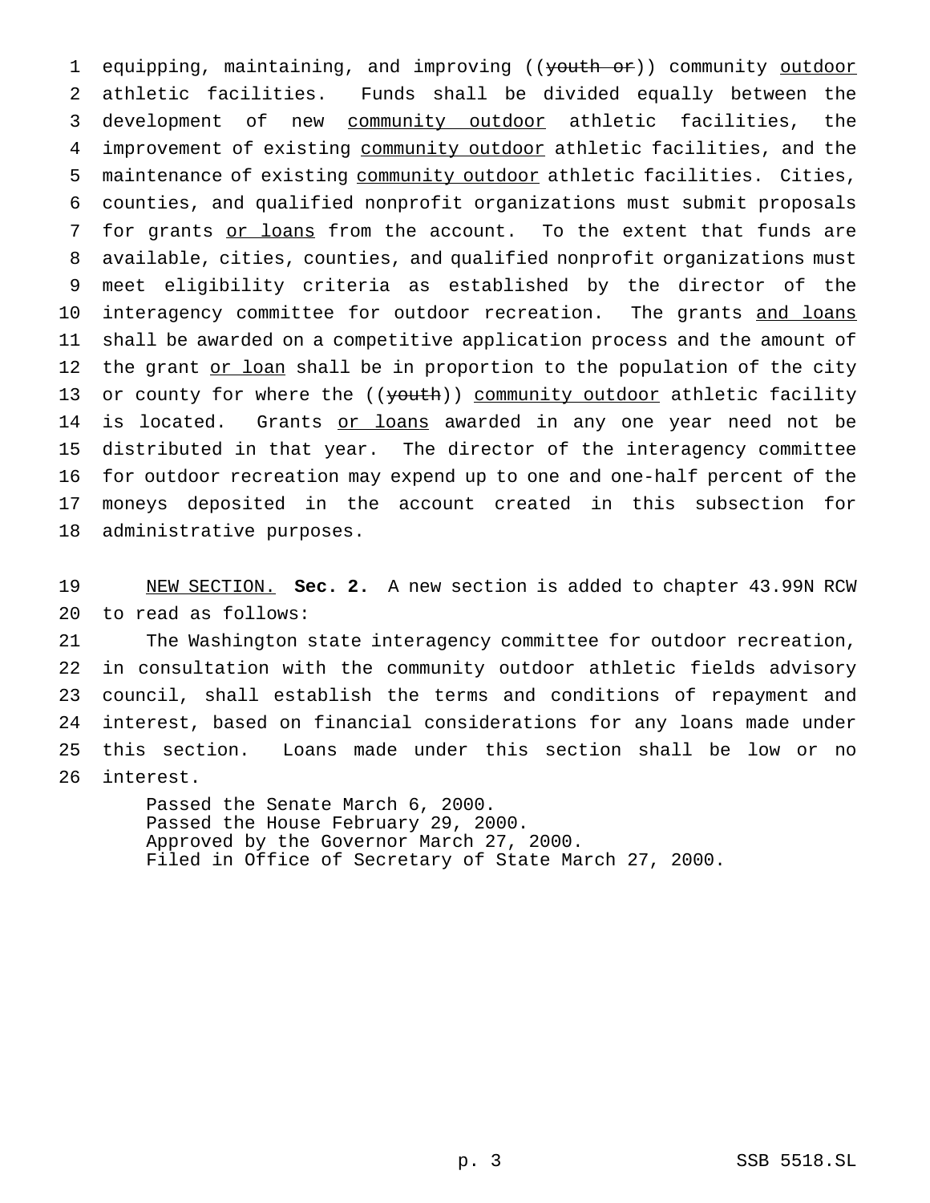equipping, maintaining, and improving ((~~youth or~~)) community outdoor athletic facilities. Funds shall be divided equally between the development of new community outdoor athletic facilities, the improvement of existing community outdoor athletic facilities, and the maintenance of existing community outdoor athletic facilities. Cities, counties, and qualified nonprofit organizations must submit proposals for grants or loans from the account. To the extent that funds are available, cities, counties, and qualified nonprofit organizations must meet eligibility criteria as established by the director of the interagency committee for outdoor recreation. The grants and loans shall be awarded on a competitive application process and the amount of the grant or loan shall be in proportion to the population of the city or county for where the ((~~youth~~)) community outdoor athletic facility is located. Grants or loans awarded in any one year need not be distributed in that year. The director of the interagency committee for outdoor recreation may expend up to one and one-half percent of the moneys deposited in the account created in this subsection for administrative purposes.

NEW SECTION. **Sec. 2.** A new section is added to chapter 43.99N RCW to read as follows:

The Washington state interagency committee for outdoor recreation, in consultation with the community outdoor athletic fields advisory council, shall establish the terms and conditions of repayment and interest, based on financial considerations for any loans made under this section. Loans made under this section shall be low or no interest.

Passed the Senate March 6, 2000.
Passed the House February 29, 2000.
Approved by the Governor March 27, 2000.
Filed in Office of Secretary of State March 27, 2000.